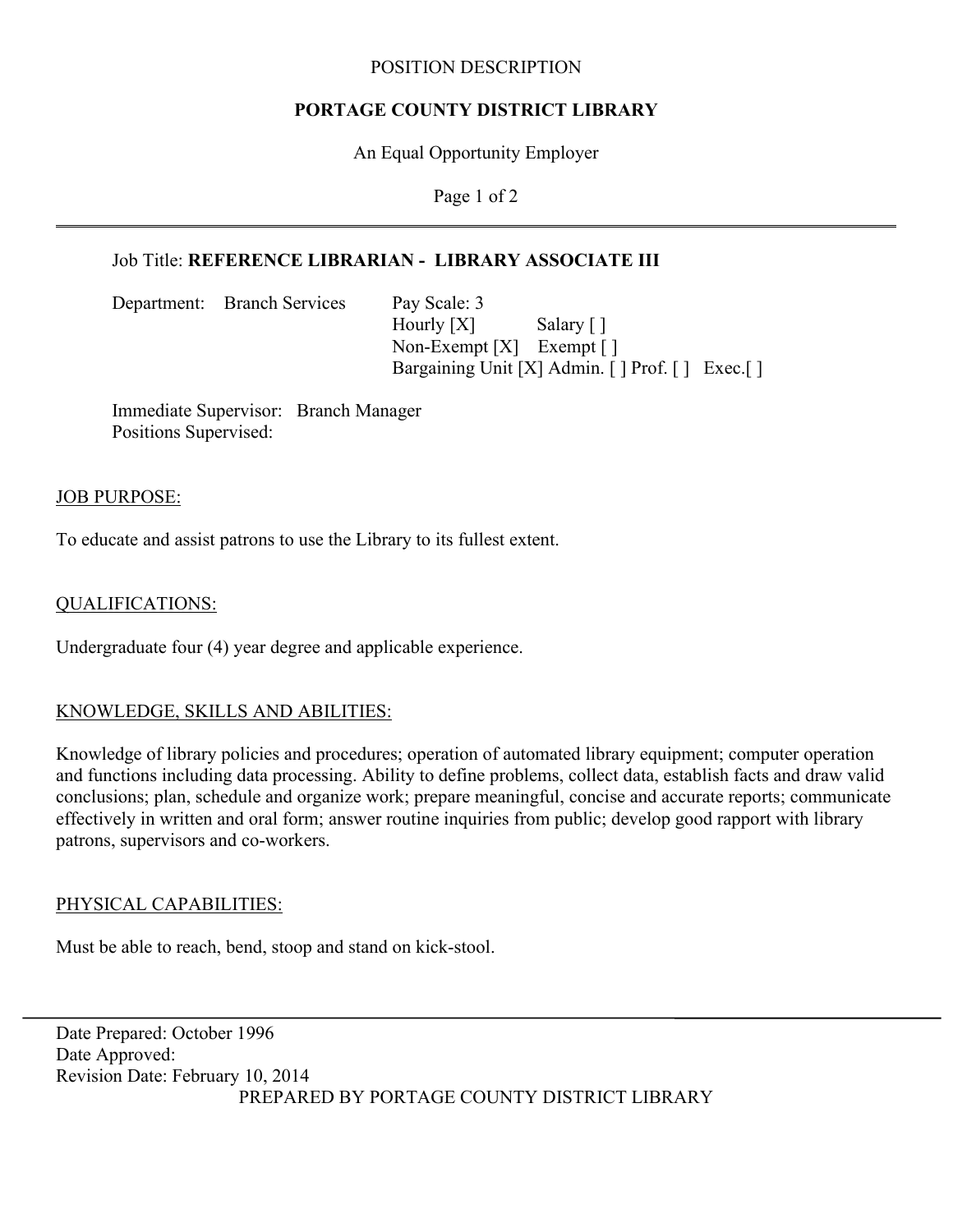POSITION DESCRIPTION

# PORTAGE COUNTY DISTRICT LIBRARY

An Equal Opportunity Employer

Job Title: **REFERENCE LIBRARIAN - LIBRARY ASSOCIATE III**

Department: Branch Services

Pay Scale: 3
Hourly [X] Salary [ ]
Non-Exempt [X] Exempt [ ]
Bargaining Unit [X] Admin. [ ] Prof. [ ] Exec.[ ]

Immediate Supervisor: Branch Manager
Positions Supervised:

## JOB PURPOSE:

To educate and assist patrons to use the Library to its fullest extent.

## QUALIFICATIONS:

Undergraduate four (4) year degree and applicable experience.

## KNOWLEDGE, SKILLS AND ABILITIES:

Knowledge of library policies and procedures; operation of automated library equipment; computer operation and functions including data processing. Ability to define problems, collect data, establish facts and draw valid conclusions; plan, schedule and organize work; prepare meaningful, concise and accurate reports; communicate effectively in written and oral form; answer routine inquiries from public; develop good rapport with library patrons, supervisors and co-workers.

## PHYSICAL CAPABILITIES:

Must be able to reach, bend, stoop and stand on kick-stool.

---

Date Prepared: October 1996
Date Approved:
Revision Date: February 10, 2014
PREPARED BY PORTAGE COUNTY DISTRICT LIBRARY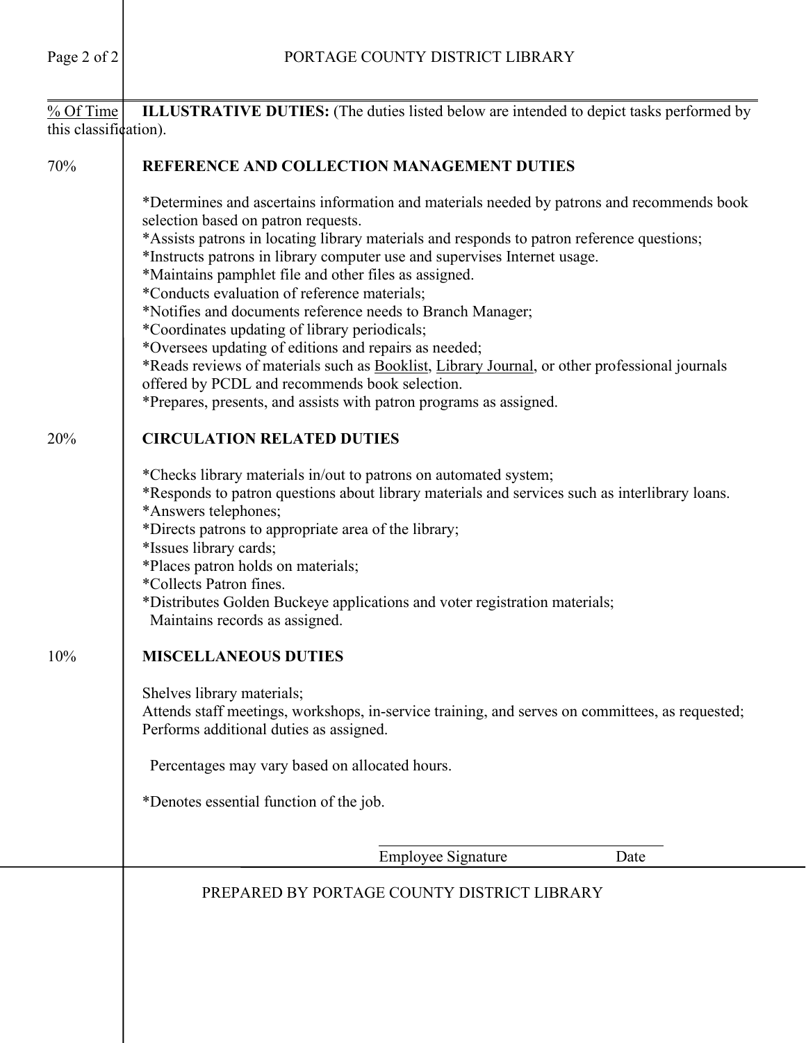% Of Time **ILLUSTRATIVE DUTIES:** (The duties listed below are intended to depict tasks performed by this classification).

70% **REFERENCE AND COLLECTION MANAGEMENT DUTIES**

*Determines and ascertains information and materials needed by patrons and recommends book selection based on patron requests.
*Assists patrons in locating library materials and responds to patron reference questions;
*Instructs patrons in library computer use and supervises Internet usage.
*Maintains pamphlet file and other files as assigned.
*Conducts evaluation of reference materials;
*Notifies and documents reference needs to Branch Manager;
*Coordinates updating of library periodicals;
*Oversees updating of editions and repairs as needed;
*Reads reviews of materials such as Booklist, Library Journal, or other professional journals offered by PCDL and recommends book selection.
*Prepares, presents, and assists with patron programs as assigned.

20% **CIRCULATION RELATED DUTIES**

*Checks library materials in/out to patrons on automated system;
*Responds to patron questions about library materials and services such as interlibrary loans.
*Answers telephones;
*Directs patrons to appropriate area of the library;
*Issues library cards;
*Places patron holds on materials;
*Collects Patron fines.
*Distributes Golden Buckeye applications and voter registration materials;
Maintains records as assigned.

10% **MISCELLANEOUS DUTIES**

Shelves library materials;
Attends staff meetings, workshops, in-service training, and serves on committees, as requested;
Performs additional duties as assigned.

Percentages may vary based on allocated hours.

*Denotes essential function of the job.

Employee Signature Date

PREPARED BY PORTAGE COUNTY DISTRICT LIBRARY